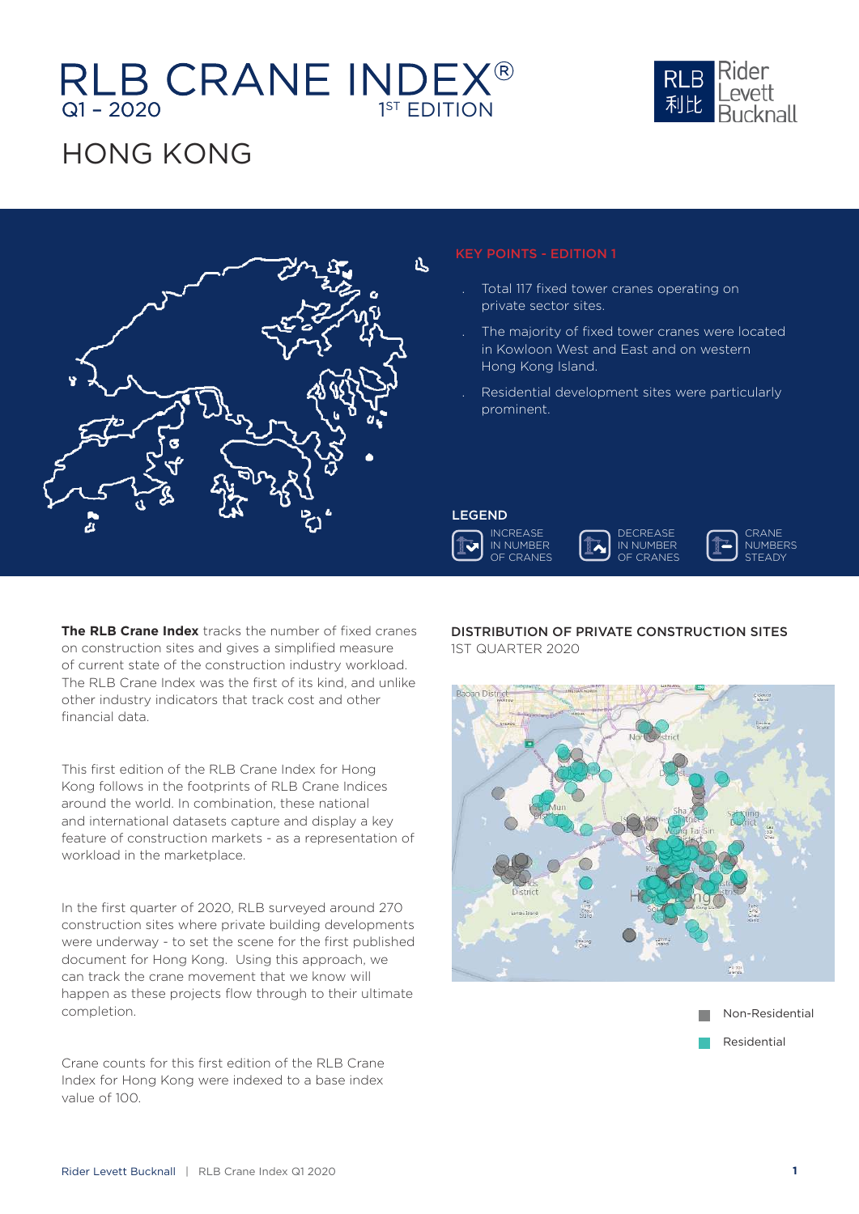# RLB CRANE INDEX®

Q1 - 2020 1ST EDITION

# HONG KONG

## KEY POINTS - EDITION 1

- Total 117 fixed tower cranes operating on private sector sites.
- The majority of fixed tower cranes were located in Kowloon West and East and on western Hong Kong Island.
- Residential development sites were particularly prominent.

### LEGEND

INCREASE IN NUMBER OF CRANES

DECREASE IN NUMBER OF CRANES

CRANE NUMBERS STEADY

**The RLB Crane Index** tracks the number of fixed cranes on construction sites and gives a simplified measure of current state of the construction industry workload. The RLB Crane Index was the first of its kind, and unlike other industry indicators that track cost and other financial data.

This first edition of the RLB Crane Index for Hong Kong follows in the footprints of RLB Crane Indices around the world. In combination, these national and international datasets capture and display a key feature of construction markets - as a representation of workload in the marketplace.

In the first quarter of 2020, RLB surveyed around 270 construction sites where private building developments were underway - to set the scene for the first published document for Hong Kong. Using this approach, we can track the crane movement that we know will happen as these projects flow through to their ultimate completion.

Crane counts for this first edition of the RLB Crane Index for Hong Kong were indexed to a base index value of 100.

### DISTRIBUTION OF PRIVATE CONSTRUCTION SITES

1ST QUARTER 2020

Non-Residential

Residential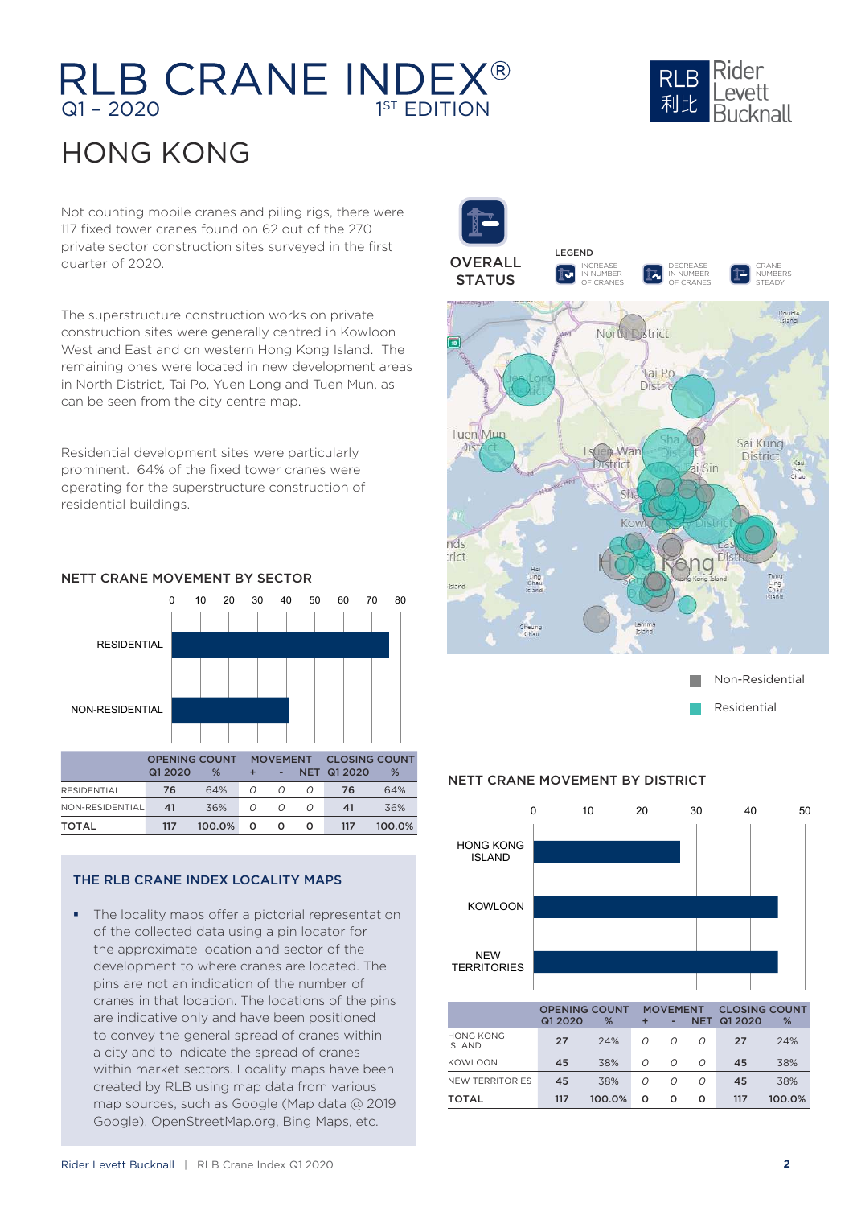# RLB CRANE INDEX®

Q1 – 2020 1ST EDITION

# HONG KONG

Not counting mobile cranes and piling rigs, there were 117 fixed tower cranes found on 62 out of the 270 private sector construction sites surveyed in the first quarter of 2020.

The superstructure construction works on private construction sites were generally centred in Kowloon West and East and on western Hong Kong Island. The remaining ones were located in new development areas in North District, Tai Po, Yuen Long and Tuen Mun, as can be seen from the city centre map.

Residential development sites were particularly prominent. 64% of the fixed tower cranes were operating for the superstructure construction of residential buildings.

## NETT CRANE MOVEMENT BY SECTOR

0 10 20 30 40 50 60 70 80

RESIDENTIAL

NON-RESIDENTIAL

| | OPENING COUNT Q1 2020 | % | MOVEMENT + | - | NET | CLOSING COUNT Q1 2020 | % |
|---|---|---|---|---|---|---|---|
| RESIDENTIAL | 76 | 64% | 0 | 0 | 0 | 76 | 64% |
| NON-RESIDENTIAL | 41 | 36% | 0 | 0 | 0 | 41 | 36% |
| **TOTAL** | **117** | **100.0%** | **0** | **0** | **0** | **117** | **100.0%** |

### THE RLB CRANE INDEX LOCALITY MAPS

- The locality maps offer a pictorial representation of the collected data using a pin locator for the approximate location and sector of the development to where cranes are located. The pins are not an indication of the number of cranes in that location. The locations of the pins are indicative only and have been positioned to convey the general spread of cranes within a city and to indicate the spread of cranes within market sectors. Locality maps have been created by RLB using map data from various map sources, such as Google (Map data @ 2019 Google), OpenStreetMap.org, Bing Maps, etc.

OVERALL STATUS

LEGEND: INCREASE IN NUMBER OF CRANES | DECREASE IN NUMBER OF CRANES | CRANE NUMBERS STEADY

Non-Residential

Residential

## NETT CRANE MOVEMENT BY DISTRICT

0 10 20 30 40 50

HONG KONG ISLAND

KOWLOON

NEW TERRITORIES

| | OPENING COUNT Q1 2020 | % | MOVEMENT + | - | NET | CLOSING COUNT Q1 2020 | % |
|---|---|---|---|---|---|---|---|
| HONG KONG ISLAND | 27 | 24% | 0 | 0 | 0 | 27 | 24% |
| KOWLOON | 45 | 38% | 0 | 0 | 0 | 45 | 38% |
| NEW TERRITORIES | 45 | 38% | 0 | 0 | 0 | 45 | 38% |
| **TOTAL** | **117** | **100.0%** | **0** | **0** | **0** | **117** | **100.0%** |